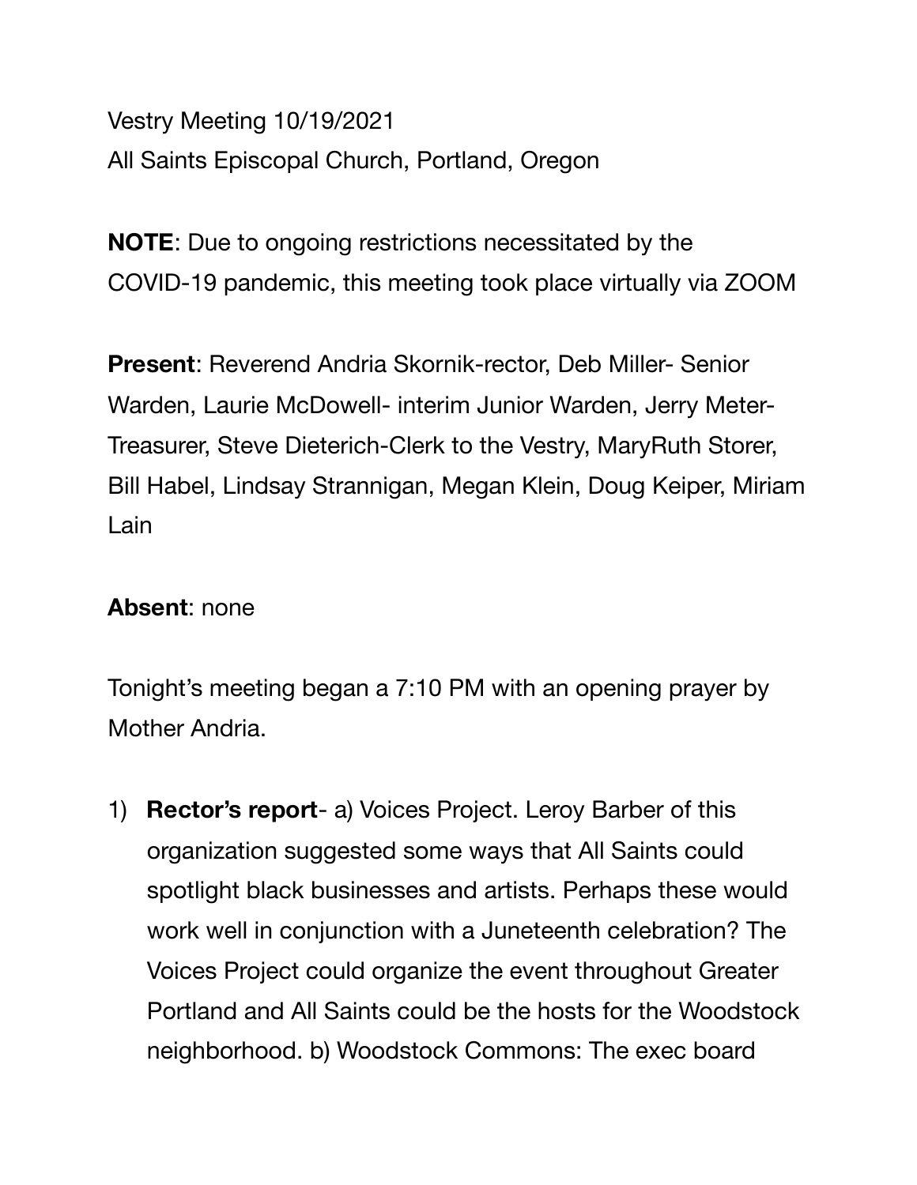Vestry Meeting 10/19/2021
All Saints Episcopal Church, Portland, Oregon

**NOTE**: Due to ongoing restrictions necessitated by the COVID-19 pandemic, this meeting took place virtually via ZOOM

**Present**: Reverend Andria Skornik-rector, Deb Miller- Senior Warden, Laurie McDowell- interim Junior Warden, Jerry Meter-Treasurer, Steve Dieterich-Clerk to the Vestry, MaryRuth Storer, Bill Habel, Lindsay Strannigan, Megan Klein, Doug Keiper, Miriam Lain

**Absent**: none

Tonight's meeting began a 7:10 PM with an opening prayer by Mother Andria.

1) **Rector's report**- a) Voices Project. Leroy Barber of this organization suggested some ways that All Saints could spotlight black businesses and artists. Perhaps these would work well in conjunction with a Juneteenth celebration? The Voices Project could organize the event throughout Greater Portland and All Saints could be the hosts for the Woodstock neighborhood. b) Woodstock Commons: The exec board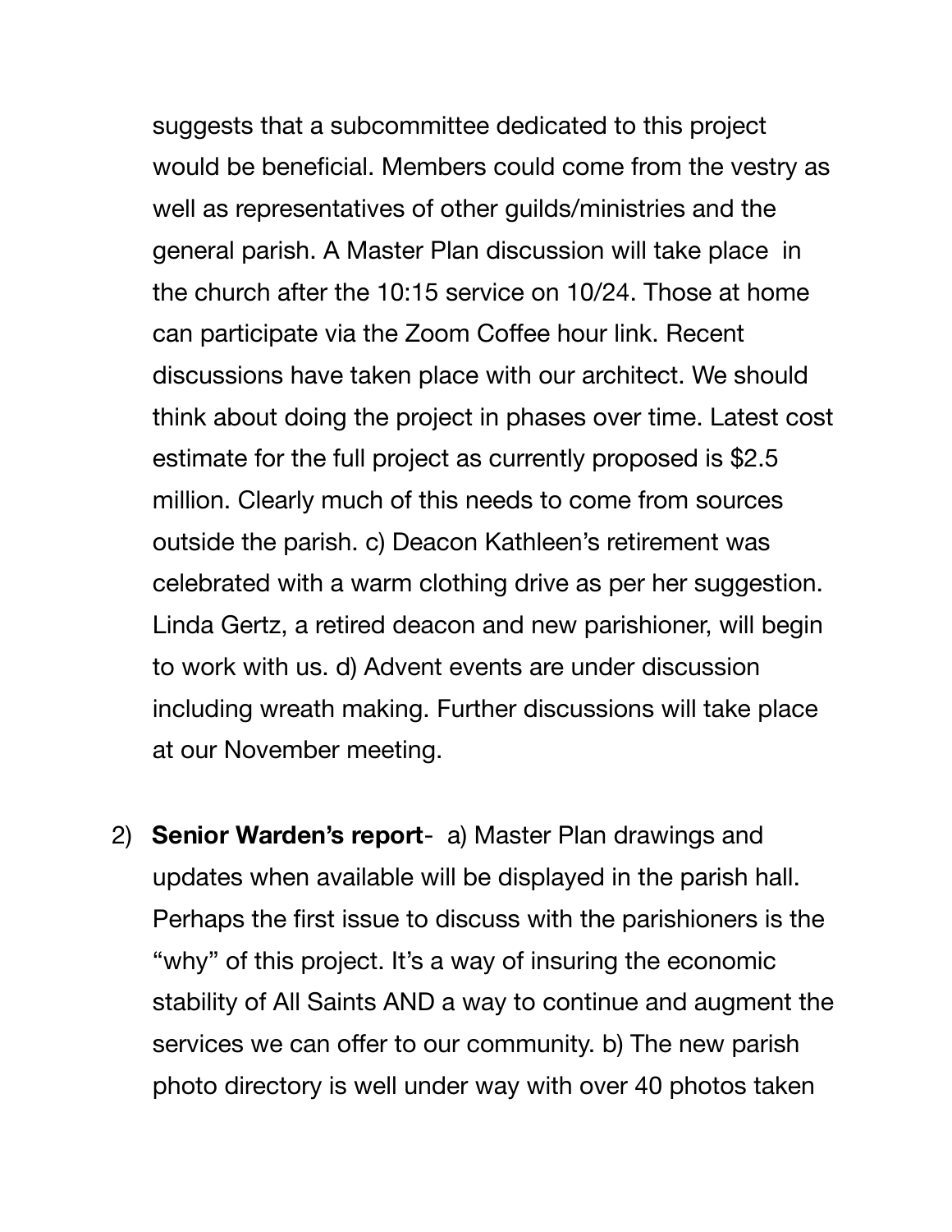suggests that a subcommittee dedicated to this project would be beneficial. Members could come from the vestry as well as representatives of other guilds/ministries and the general parish. A Master Plan discussion will take place in the church after the 10:15 service on 10/24. Those at home can participate via the Zoom Coffee hour link. Recent discussions have taken place with our architect. We should think about doing the project in phases over time. Latest cost estimate for the full project as currently proposed is $2.5 million. Clearly much of this needs to come from sources outside the parish. c) Deacon Kathleen's retirement was celebrated with a warm clothing drive as per her suggestion. Linda Gertz, a retired deacon and new parishioner, will begin to work with us. d) Advent events are under discussion including wreath making. Further discussions will take place at our November meeting.

2) **Senior Warden's report**- a) Master Plan drawings and updates when available will be displayed in the parish hall. Perhaps the first issue to discuss with the parishioners is the "why" of this project. It's a way of insuring the economic stability of All Saints AND a way to continue and augment the services we can offer to our community. b) The new parish photo directory is well under way with over 40 photos taken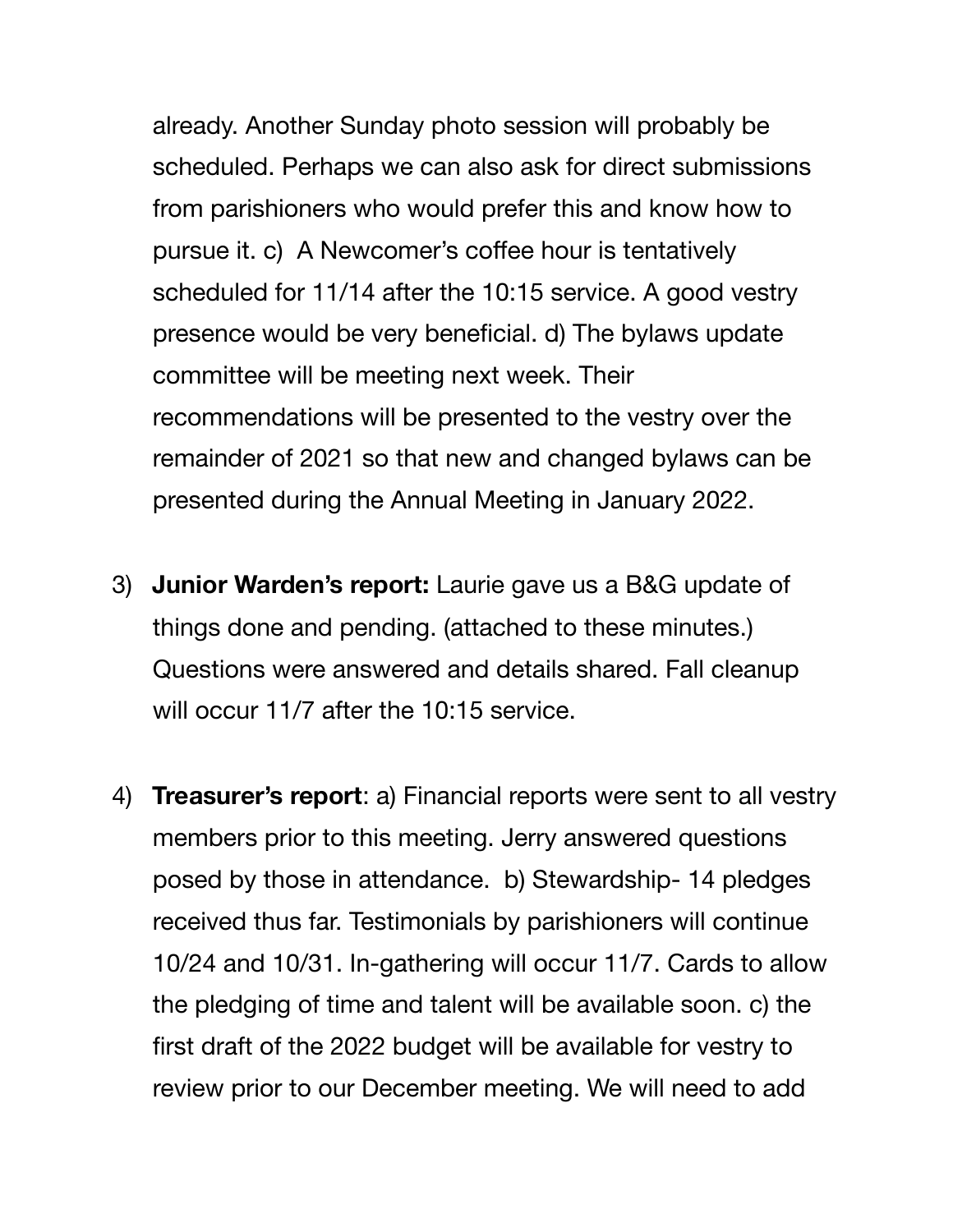already. Another Sunday photo session will probably be scheduled. Perhaps we can also ask for direct submissions from parishioners who would prefer this and know how to pursue it. c) A Newcomer's coffee hour is tentatively scheduled for 11/14 after the 10:15 service. A good vestry presence would be very beneficial. d) The bylaws update committee will be meeting next week. Their recommendations will be presented to the vestry over the remainder of 2021 so that new and changed bylaws can be presented during the Annual Meeting in January 2022.

3) **Junior Warden's report:** Laurie gave us a B&G update of things done and pending. (attached to these minutes.) Questions were answered and details shared. Fall cleanup will occur 11/7 after the 10:15 service.

4) **Treasurer's report**: a) Financial reports were sent to all vestry members prior to this meeting. Jerry answered questions posed by those in attendance. b) Stewardship- 14 pledges received thus far. Testimonials by parishioners will continue 10/24 and 10/31. In-gathering will occur 11/7. Cards to allow the pledging of time and talent will be available soon. c) the first draft of the 2022 budget will be available for vestry to review prior to our December meeting. We will need to add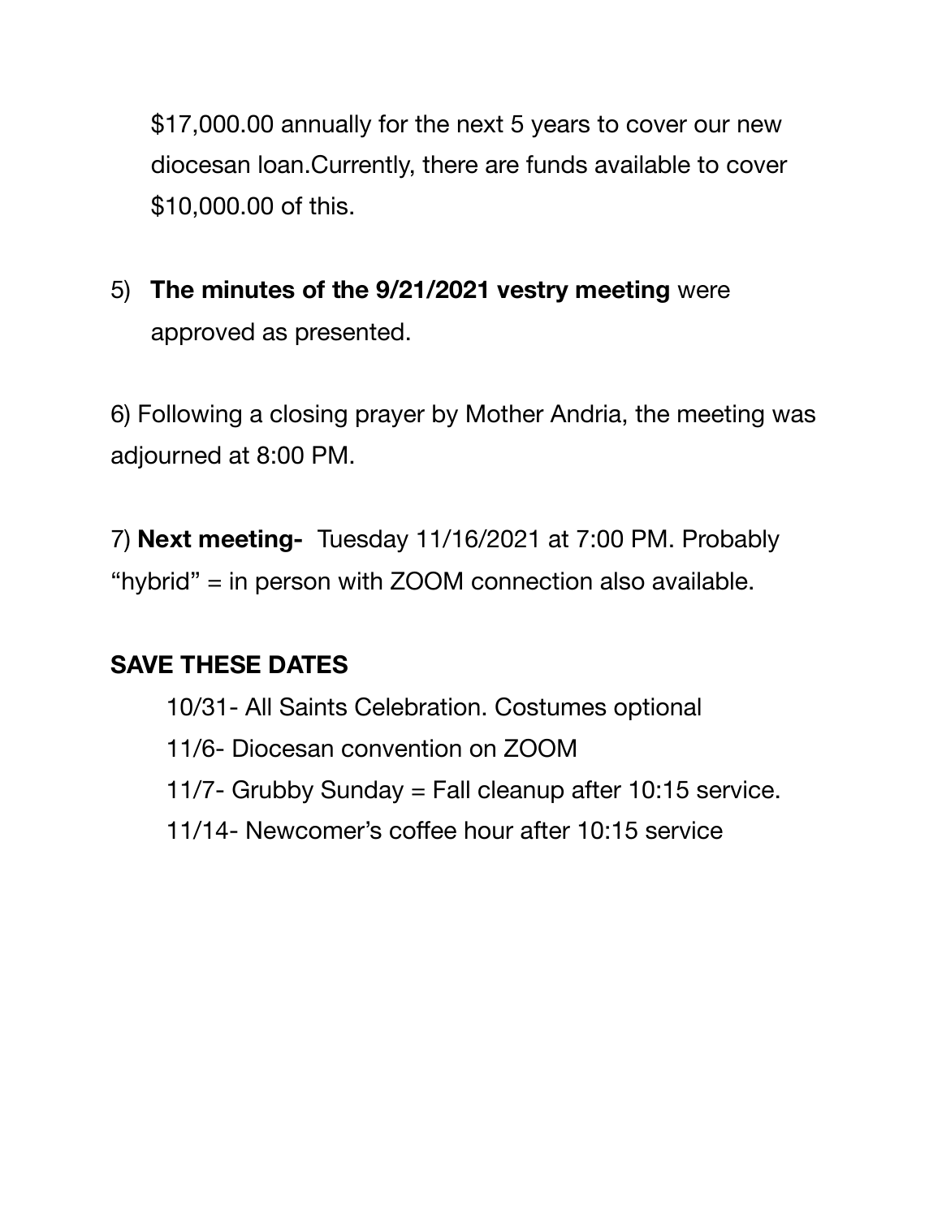$17,000.00 annually for the next 5 years to cover our new diocesan loan.Currently, there are funds available to cover $10,000.00 of this.

5) **The minutes of the 9/21/2021 vestry meeting** were approved as presented.

6) Following a closing prayer by Mother Andria, the meeting was adjourned at 8:00 PM.

7) **Next meeting-** Tuesday 11/16/2021 at 7:00 PM. Probably "hybrid" = in person with ZOOM connection also available.

**SAVE THESE DATES**

10/31- All Saints Celebration. Costumes optional

11/6- Diocesan convention on ZOOM

11/7- Grubby Sunday = Fall cleanup after 10:15 service.

11/14- Newcomer's coffee hour after 10:15 service